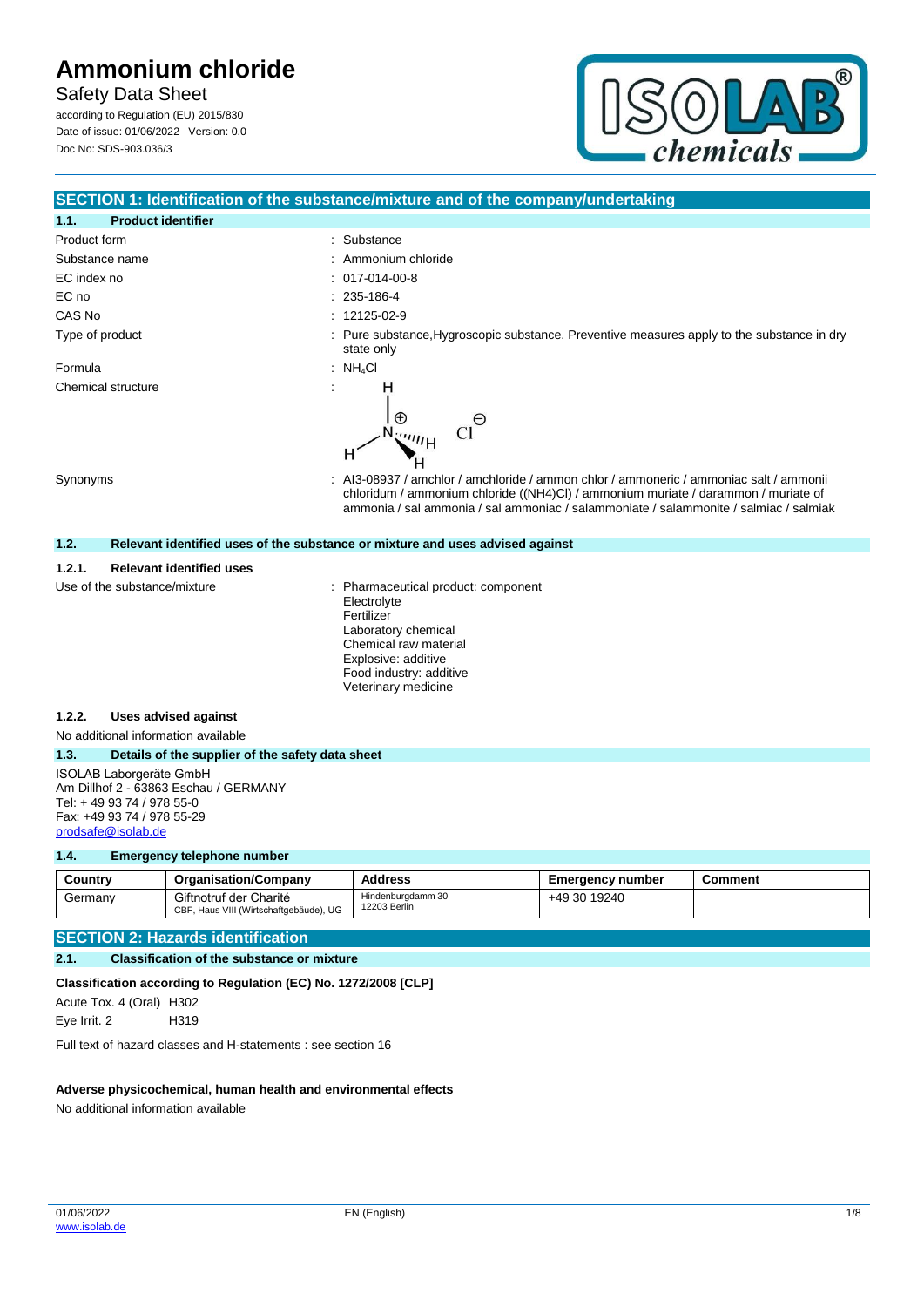# Ammonium chloride

Safety Data Sheet

according to Regulation (EU) 2015/830

Date of issue: 01/06/2022 Version: 0.0

Doc No: SDS-903.036/3

## SECTION 1: Identification of the substance/mixture and of the company/undertaking

### 1.1. Product identifier

| | |
|---|---|
| Product form | : Substance |
| Substance name | : Ammonium chloride |
| EC index no | : 017-014-00-8 |
| EC no | : 235-186-4 |
| CAS No | : 12125-02-9 |
| Type of product | : Pure substance,Hygroscopic substance. Preventive measures apply to the substance in dry state only |
| Formula | : $NH_4Cl$ |
| Chemical structure | : |
| Synonyms | : AI3-08937 / amchlor / amchloride / ammon chlor / ammoneric / ammoniac salt / ammonii chloridum / ammonium chloride ((NH4)Cl) / ammonium muriate / darammon / muriate of ammonia / sal ammonia / sal ammoniac / salammoniate / salammonite / salmiac / salmiak |

### 1.2. Relevant identified uses of the substance or mixture and uses advised against

#### 1.2.1. Relevant identified uses

Use of the substance/mixture : Pharmaceutical product: component
Electrolyte
Fertilizer
Laboratory chemical
Chemical raw material
Explosive: additive
Food industry: additive
Veterinary medicine

#### 1.2.2. Uses advised against

No additional information available

### 1.3. Details of the supplier of the safety data sheet

ISOLAB Laborgeräte GmbH
Am Dillhof 2 - 63863 Eschau / GERMANY
Tel: + 49 93 74 / 978 55-0
Fax: +49 93 74 / 978 55-29
prodsafe@isolab.de

### 1.4. Emergency telephone number

| Country | Organisation/Company | Address | Emergency number | Comment |
|---|---|---|---|---|
| Germany | Giftnotruf der Charité<br>CBF, Haus VIII (Wirtschaftgebäude), UG | Hindenburgdamm 30<br>12203 Berlin | +49 30 19240 | |

## SECTION 2: Hazards identification

### 2.1. Classification of the substance or mixture

**Classification according to Regulation (EC) No. 1272/2008 [CLP]**

Acute Tox. 4 (Oral) H302
Eye Irrit. 2 H319

Full text of hazard classes and H-statements : see section 16

**Adverse physicochemical, human health and environmental effects**

No additional information available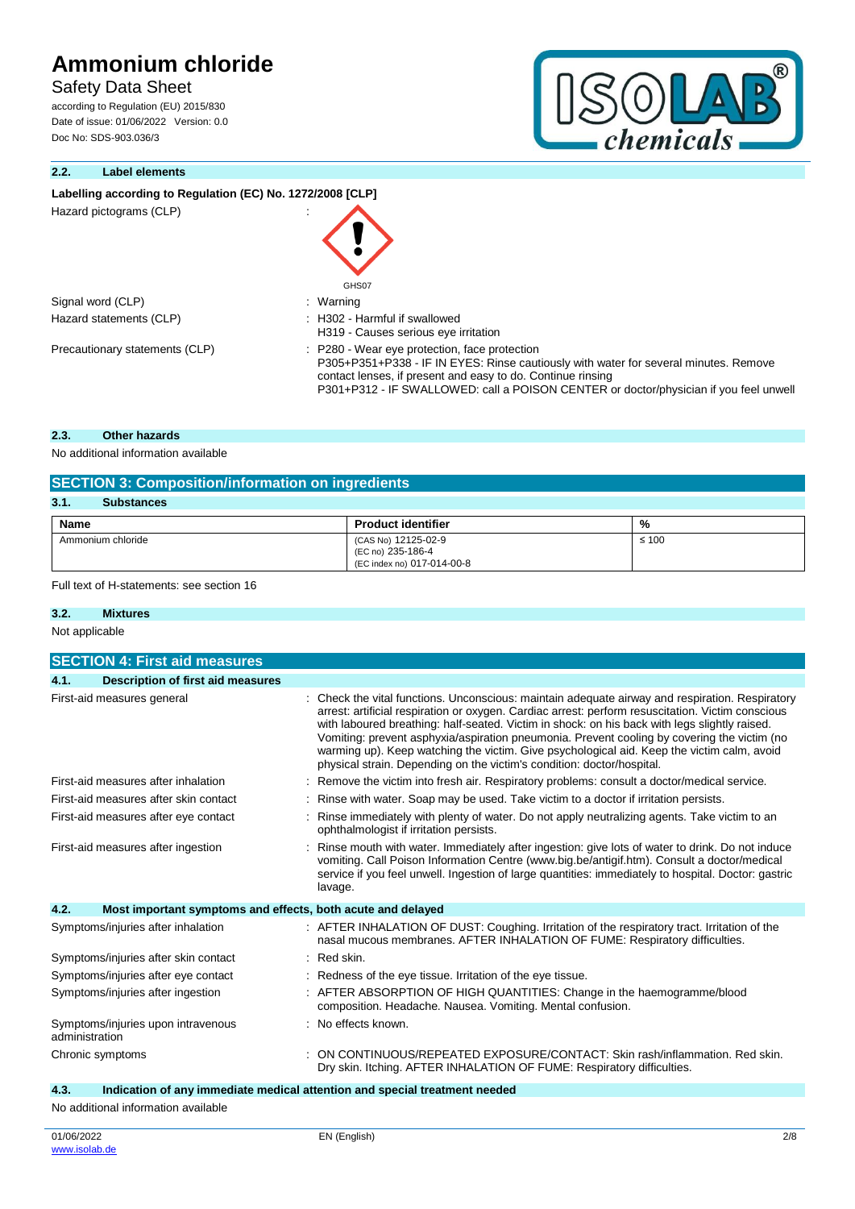### 2.2. Label elements

**Labelling according to Regulation (EC) No. 1272/2008 [CLP]**

Hazard pictograms (CLP) :

GHS07

Signal word (CLP) : Warning

Hazard statements (CLP) : H302 - Harmful if swallowed
H319 - Causes serious eye irritation

Precautionary statements (CLP) : P280 - Wear eye protection, face protection
P305+P351+P338 - IF IN EYES: Rinse cautiously with water for several minutes. Remove contact lenses, if present and easy to do. Continue rinsing
P301+P312 - IF SWALLOWED: call a POISON CENTER or doctor/physician if you feel unwell

### 2.3. Other hazards

No additional information available

## SECTION 3: Composition/information on ingredients

### 3.1. Substances

| Name | Product identifier | % |
|---|---|---|
| Ammonium chloride | (CAS No) 12125-02-9<br>(EC no) 235-186-4<br>(EC index no) 017-014-00-8 | ≤ 100 |

Full text of H-statements: see section 16

### 3.2. Mixtures

Not applicable

## SECTION 4: First aid measures

### 4.1. Description of first aid measures

First-aid measures general : Check the vital functions. Unconscious: maintain adequate airway and respiration. Respiratory arrest: artificial respiration or oxygen. Cardiac arrest: perform resuscitation. Victim conscious with laboured breathing: half-seated. Victim in shock: on his back with legs slightly raised. Vomiting: prevent asphyxia/aspiration pneumonia. Prevent cooling by covering the victim (no warming up). Keep watching the victim. Give psychological aid. Keep the victim calm, avoid physical strain. Depending on the victim's condition: doctor/hospital.

First-aid measures after inhalation : Remove the victim into fresh air. Respiratory problems: consult a doctor/medical service.

First-aid measures after skin contact : Rinse with water. Soap may be used. Take victim to a doctor if irritation persists.

First-aid measures after eye contact : Rinse immediately with plenty of water. Do not apply neutralizing agents. Take victim to an ophthalmologist if irritation persists.

First-aid measures after ingestion : Rinse mouth with water. Immediately after ingestion: give lots of water to drink. Do not induce vomiting. Call Poison Information Centre (www.big.be/antigif.htm). Consult a doctor/medical service if you feel unwell. Ingestion of large quantities: immediately to hospital. Doctor: gastric lavage.

### 4.2. Most important symptoms and effects, both acute and delayed

Symptoms/injuries after inhalation : AFTER INHALATION OF DUST: Coughing. Irritation of the respiratory tract. Irritation of the nasal mucous membranes. AFTER INHALATION OF FUME: Respiratory difficulties.

Symptoms/injuries after skin contact : Red skin.

Symptoms/injuries after eye contact : Redness of the eye tissue. Irritation of the eye tissue.

Symptoms/injuries after ingestion : AFTER ABSORPTION OF HIGH QUANTITIES: Change in the haemogramme/blood composition. Headache. Nausea. Vomiting. Mental confusion.

Symptoms/injuries upon intravenous administration : No effects known.

Chronic symptoms : ON CONTINUOUS/REPEATED EXPOSURE/CONTACT: Skin rash/inflammation. Red skin. Dry skin. Itching. AFTER INHALATION OF FUME: Respiratory difficulties.

### 4.3. Indication of any immediate medical attention and special treatment needed

No additional information available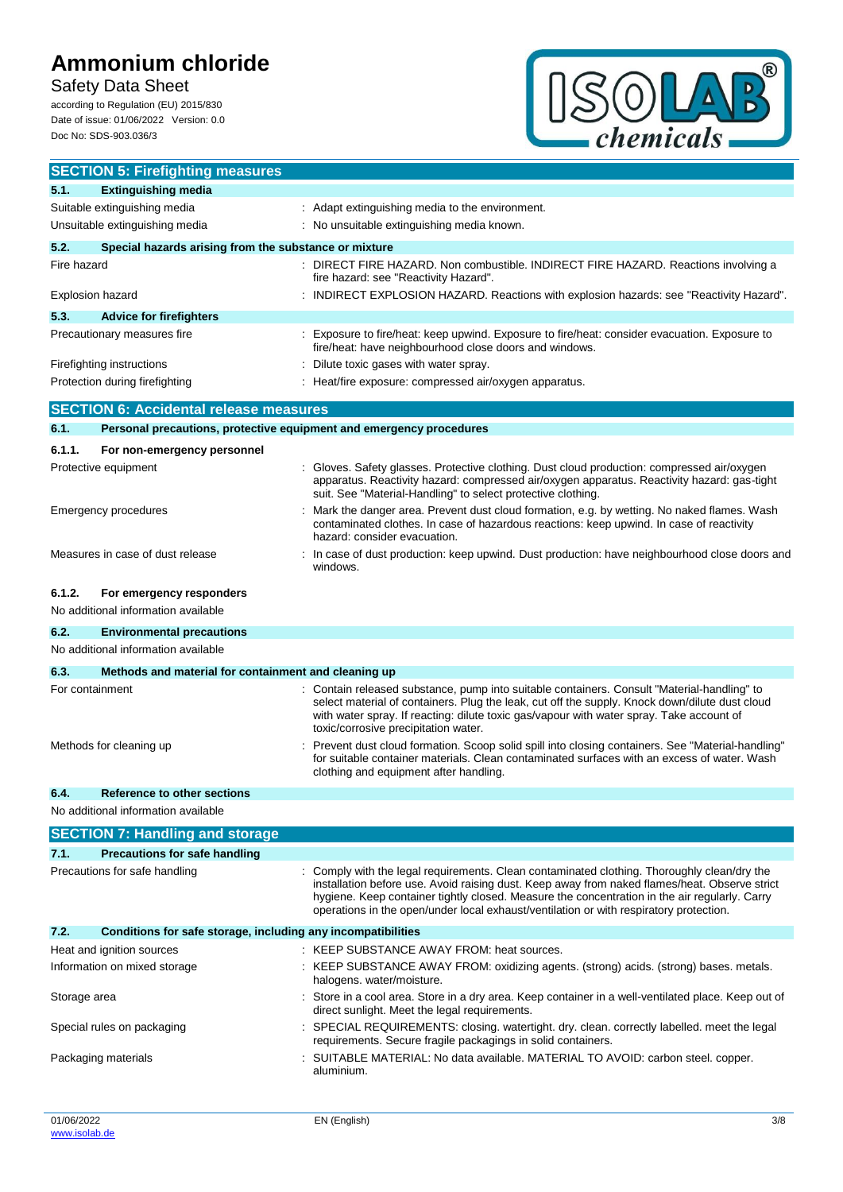## SECTION 5: Firefighting measures

### 5.1. Extinguishing media

| | |
|---|---|
| Suitable extinguishing media | : Adapt extinguishing media to the environment. |
| Unsuitable extinguishing media | : No unsuitable extinguishing media known. |

### 5.2. Special hazards arising from the substance or mixture

| | |
|---|---|
| Fire hazard | : DIRECT FIRE HAZARD. Non combustible. INDIRECT FIRE HAZARD. Reactions involving a fire hazard: see "Reactivity Hazard". |
| Explosion hazard | : INDIRECT EXPLOSION HAZARD. Reactions with explosion hazards: see "Reactivity Hazard". |

### 5.3. Advice for firefighters

| | |
|---|---|
| Precautionary measures fire | : Exposure to fire/heat: keep upwind. Exposure to fire/heat: consider evacuation. Exposure to fire/heat: have neighbourhood close doors and windows. |
| Firefighting instructions | : Dilute toxic gases with water spray. |
| Protection during firefighting | : Heat/fire exposure: compressed air/oxygen apparatus. |

## SECTION 6: Accidental release measures

### 6.1. Personal precautions, protective equipment and emergency procedures

#### 6.1.1. For non-emergency personnel

| | |
|---|---|
| Protective equipment | : Gloves. Safety glasses. Protective clothing. Dust cloud production: compressed air/oxygen apparatus. Reactivity hazard: compressed air/oxygen apparatus. Reactivity hazard: gas-tight suit. See "Material-Handling" to select protective clothing. |
| Emergency procedures | : Mark the danger area. Prevent dust cloud formation, e.g. by wetting. No naked flames. Wash contaminated clothes. In case of hazardous reactions: keep upwind. In case of reactivity hazard: consider evacuation. |
| Measures in case of dust release | : In case of dust production: keep upwind. Dust production: have neighbourhood close doors and windows. |

#### 6.1.2. For emergency responders

No additional information available

### 6.2. Environmental precautions

No additional information available

### 6.3. Methods and material for containment and cleaning up

| | |
|---|---|
| For containment | : Contain released substance, pump into suitable containers. Consult "Material-handling" to select material of containers. Plug the leak, cut off the supply. Knock down/dilute dust cloud with water spray. If reacting: dilute toxic gas/vapour with water spray. Take account of toxic/corrosive precipitation water. |
| Methods for cleaning up | : Prevent dust cloud formation. Scoop solid spill into closing containers. See "Material-handling" for suitable container materials. Clean contaminated surfaces with an excess of water. Wash clothing and equipment after handling. |

### 6.4. Reference to other sections

No additional information available

## SECTION 7: Handling and storage

### 7.1. Precautions for safe handling

| | |
|---|---|
| Precautions for safe handling | : Comply with the legal requirements. Clean contaminated clothing. Thoroughly clean/dry the installation before use. Avoid raising dust. Keep away from naked flames/heat. Observe strict hygiene. Keep container tightly closed. Measure the concentration in the air regularly. Carry operations in the open/under local exhaust/ventilation or with respiratory protection. |

### 7.2. Conditions for safe storage, including any incompatibilities

| | |
|---|---|
| Heat and ignition sources | : KEEP SUBSTANCE AWAY FROM: heat sources. |
| Information on mixed storage | : KEEP SUBSTANCE AWAY FROM: oxidizing agents. (strong) acids. (strong) bases. metals. halogens. water/moisture. |
| Storage area | : Store in a cool area. Store in a dry area. Keep container in a well-ventilated place. Keep out of direct sunlight. Meet the legal requirements. |
| Special rules on packaging | : SPECIAL REQUIREMENTS: closing. watertight. dry. clean. correctly labelled. meet the legal requirements. Secure fragile packagings in solid containers. |
| Packaging materials | : SUITABLE MATERIAL: No data available. MATERIAL TO AVOID: carbon steel. copper. aluminium. |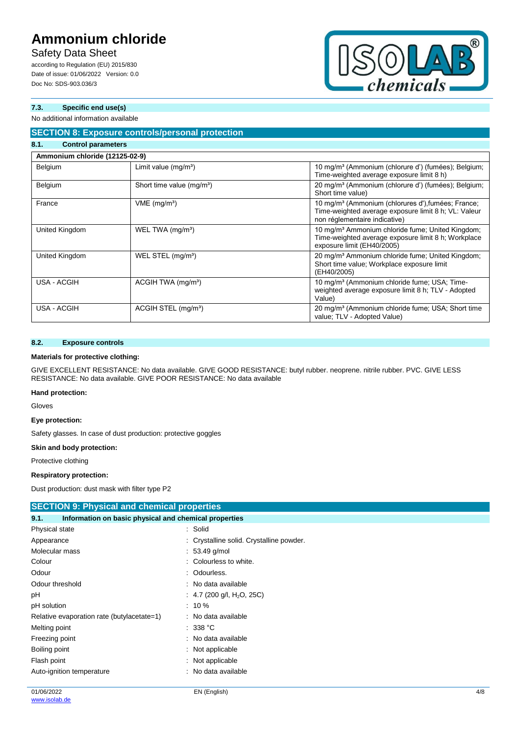### 7.3. Specific end use(s)

No additional information available

## SECTION 8: Exposure controls/personal protection

### 8.1. Control parameters

| Ammonium chloride (12125-02-9) | | |
|---|---|---|
| Belgium | Limit value (mg/m³) | 10 mg/m³ (Ammonium (chlorure d') (fumées); Belgium; Time-weighted average exposure limit 8 h) |
| Belgium | Short time value (mg/m³) | 20 mg/m³ (Ammonium (chlorure d') (fumées); Belgium; Short time value) |
| France | VME (mg/m³) | 10 mg/m³ (Ammonium (chlorures d'),fumées; France; Time-weighted average exposure limit 8 h; VL: Valeur non réglementaire indicative) |
| United Kingdom | WEL TWA (mg/m³) | 10 mg/m³ Ammonium chloride fume; United Kingdom; Time-weighted average exposure limit 8 h; Workplace exposure limit (EH40/2005) |
| United Kingdom | WEL STEL (mg/m³) | 20 mg/m³ Ammonium chloride fume; United Kingdom; Short time value; Workplace exposure limit (EH40/2005) |
| USA - ACGIH | ACGIH TWA (mg/m³) | 10 mg/m³ (Ammonium chloride fume; USA; Time-weighted average exposure limit 8 h; TLV - Adopted Value) |
| USA - ACGIH | ACGIH STEL (mg/m³) | 20 mg/m³ (Ammonium chloride fume; USA; Short time value; TLV - Adopted Value) |

### 8.2. Exposure controls

**Materials for protective clothing:**

GIVE EXCELLENT RESISTANCE: No data available. GIVE GOOD RESISTANCE: butyl rubber. neoprene. nitrile rubber. PVC. GIVE LESS RESISTANCE: No data available. GIVE POOR RESISTANCE: No data available

**Hand protection:**

Gloves

**Eye protection:**

Safety glasses. In case of dust production: protective goggles

**Skin and body protection:**

Protective clothing

**Respiratory protection:**

Dust production: dust mask with filter type P2

## SECTION 9: Physical and chemical properties

### 9.1. Information on basic physical and chemical properties

| | |
|---|---|
| Physical state | : Solid |
| Appearance | : Crystalline solid. Crystalline powder. |
| Molecular mass | : 53.49 g/mol |
| Colour | : Colourless to white. |
| Odour | : Odourless. |
| Odour threshold | : No data available |
| pH | : 4.7 (200 g/l, $H_2O$, 25C) |
| pH solution | : 10 % |
| Relative evaporation rate (butylacetate=1) | : No data available |
| Melting point | : 338 °C |
| Freezing point | : No data available |
| Boiling point | : Not applicable |
| Flash point | : Not applicable |
| Auto-ignition temperature | : No data available |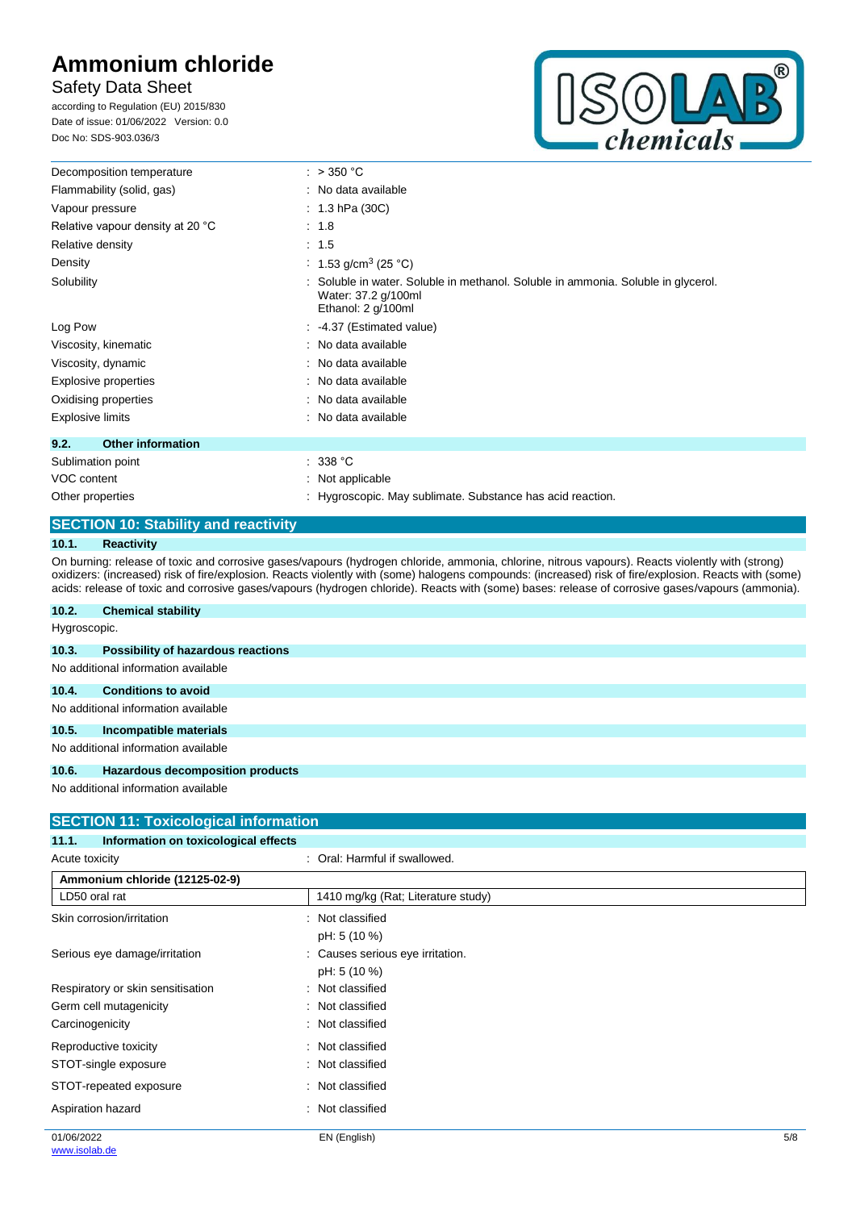| | |
|---|---|
| Decomposition temperature | : > 350 °C |
| Flammability (solid, gas) | : No data available |
| Vapour pressure | : 1.3 hPa (30C) |
| Relative vapour density at 20 °C | : 1.8 |
| Relative density | : 1.5 |
| Density | : 1.53 g/cm³ (25 °C) |
| Solubility | : Soluble in water. Soluble in methanol. Soluble in ammonia. Soluble in glycerol. Water: 37.2 g/100ml Ethanol: 2 g/100ml |
| Log Pow | : -4.37 (Estimated value) |
| Viscosity, kinematic | : No data available |
| Viscosity, dynamic | : No data available |
| Explosive properties | : No data available |
| Oxidising properties | : No data available |
| Explosive limits | : No data available |

### 9.2. Other information

| | |
|---|---|
| Sublimation point | : 338 °C |
| VOC content | : Not applicable |
| Other properties | : Hygroscopic. May sublimate. Substance has acid reaction. |

## SECTION 10: Stability and reactivity

### 10.1. Reactivity

On burning: release of toxic and corrosive gases/vapours (hydrogen chloride, ammonia, chlorine, nitrous vapours). Reacts violently with (strong) oxidizers: (increased) risk of fire/explosion. Reacts violently with (some) halogens compounds: (increased) risk of fire/explosion. Reacts with (some) acids: release of toxic and corrosive gases/vapours (hydrogen chloride). Reacts with (some) bases: release of corrosive gases/vapours (ammonia).

### 10.2. Chemical stability

Hygroscopic.

### 10.3. Possibility of hazardous reactions

No additional information available

### 10.4. Conditions to avoid

No additional information available

### 10.5. Incompatible materials

No additional information available

### 10.6. Hazardous decomposition products

No additional information available

## SECTION 11: Toxicological information

### 11.1. Information on toxicological effects

Acute toxicity : Oral: Harmful if swallowed.

| Ammonium chloride (12125-02-9) | |
|---|---|
| LD50 oral rat | 1410 mg/kg (Rat; Literature study) |

| | |
|---|---|
| Skin corrosion/irritation | : Not classified<br>pH: 5 (10 %) |
| Serious eye damage/irritation | : Causes serious eye irritation.<br>pH: 5 (10 %) |
| Respiratory or skin sensitisation | : Not classified |
| Germ cell mutagenicity | : Not classified |
| Carcinogenicity | : Not classified |
| Reproductive toxicity | : Not classified |
| STOT-single exposure | : Not classified |
| STOT-repeated exposure | : Not classified |
| Aspiration hazard | : Not classified |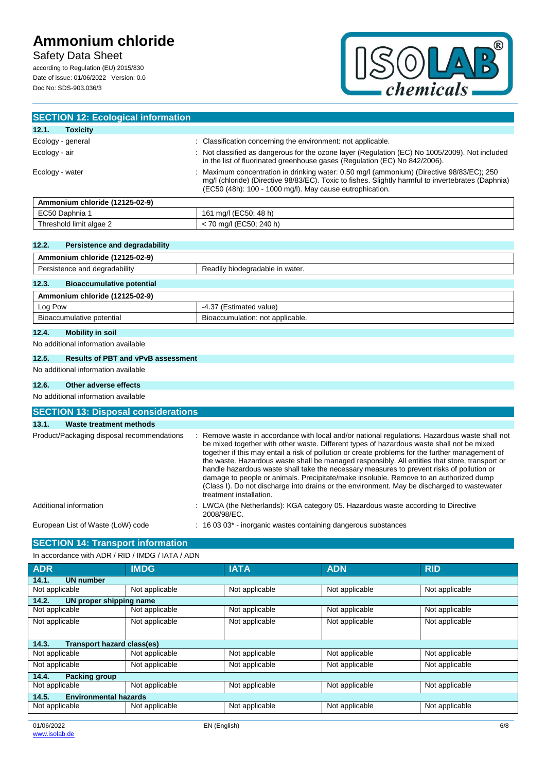## SECTION 12: Ecological information

### 12.1. Toxicity

| | |
|---|---|
| Ecology - general | : Classification concerning the environment: not applicable. |
| Ecology - air | : Not classified as dangerous for the ozone layer (Regulation (EC) No 1005/2009). Not included in the list of fluorinated greenhouse gases (Regulation (EC) No 842/2006). |
| Ecology - water | : Maximum concentration in drinking water: 0.50 mg/l (ammonium) (Directive 98/83/EC); 250 mg/l (chloride) (Directive 98/83/EC). Toxic to fishes. Slightly harmful to invertebrates (Daphnia) (EC50 (48h): 100 - 1000 mg/l). May cause eutrophication. |

| Ammonium chloride (12125-02-9) | |
|---|---|
| EC50 Daphnia 1 | 161 mg/l (EC50; 48 h) |
| Threshold limit algae 2 | < 70 mg/l (EC50; 240 h) |

### 12.2. Persistence and degradability

| Ammonium chloride (12125-02-9) | |
|---|---|
| Persistence and degradability | Readily biodegradable in water. |

### 12.3. Bioaccumulative potential

| Ammonium chloride (12125-02-9) | |
|---|---|
| Log Pow | -4.37 (Estimated value) |
| Bioaccumulative potential | Bioaccumulation: not applicable. |

### 12.4. Mobility in soil

No additional information available

### 12.5. Results of PBT and vPvB assessment

No additional information available

### 12.6. Other adverse effects

No additional information available

## SECTION 13: Disposal considerations

### 13.1. Waste treatment methods

| | |
|---|---|
| Product/Packaging disposal recommendations | : Remove waste in accordance with local and/or national regulations. Hazardous waste shall not be mixed together with other waste. Different types of hazardous waste shall not be mixed together if this may entail a risk of pollution or create problems for the further management of the waste. Hazardous waste shall be managed responsibly. All entities that store, transport or handle hazardous waste shall take the necessary measures to prevent risks of pollution or damage to people or animals. Precipitate/make insoluble. Remove to an authorized dump (Class I). Do not discharge into drains or the environment. May be discharged to wastewater treatment installation. |
| Additional information | : LWCA (the Netherlands): KGA category 05. Hazardous waste according to Directive 2008/98/EC. |
| European List of Waste (LoW) code | : 16 03 03* - inorganic wastes containing dangerous substances |

## SECTION 14: Transport information

In accordance with ADR / RID / IMDG / IATA / ADN

| ADR | IMDG | IATA | ADN | RID |
|---|---|---|---|---|
| **14.1. UN number** | | | | |
| Not applicable | Not applicable | Not applicable | Not applicable | Not applicable |
| **14.2. UN proper shipping name** | | | | |
| Not applicable | Not applicable | Not applicable | Not applicable | Not applicable |
| Not applicable | Not applicable | Not applicable | Not applicable | Not applicable |
| **14.3. Transport hazard class(es)** | | | | |
| Not applicable | Not applicable | Not applicable | Not applicable | Not applicable |
| Not applicable | Not applicable | Not applicable | Not applicable | Not applicable |
| **14.4. Packing group** | | | | |
| Not applicable | Not applicable | Not applicable | Not applicable | Not applicable |
| **14.5. Environmental hazards** | | | | |
| Not applicable | Not applicable | Not applicable | Not applicable | Not applicable |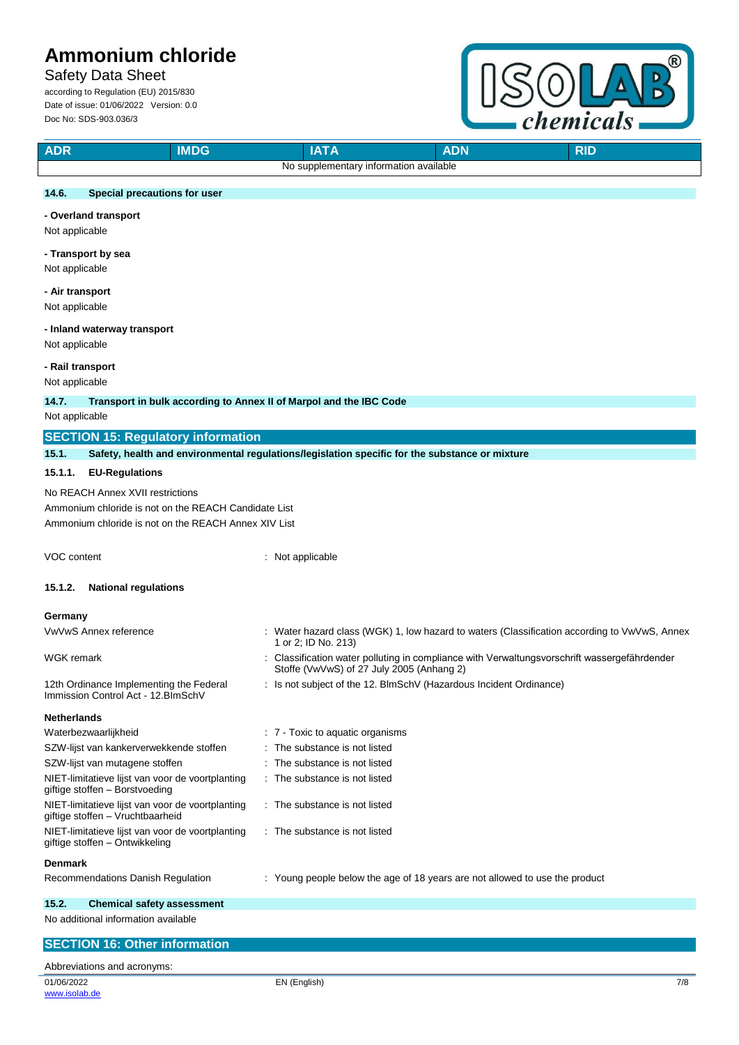| ADR | IMDG | IATA | ADN | RID |
|---|---|---|---|---|
| No supplementary information available | | | | |

### 14.6. Special precautions for user

**- Overland transport**

Not applicable

**- Transport by sea**

Not applicable

**- Air transport**

Not applicable

**- Inland waterway transport**

Not applicable

**- Rail transport**

Not applicable

### 14.7. Transport in bulk according to Annex II of Marpol and the IBC Code

Not applicable

## SECTION 15: Regulatory information

### 15.1. Safety, health and environmental regulations/legislation specific for the substance or mixture

#### 15.1.1. EU-Regulations

No REACH Annex XVII restrictions
Ammonium chloride is not on the REACH Candidate List
Ammonium chloride is not on the REACH Annex XIV List

VOC content : Not applicable

#### 15.1.2. National regulations

**Germany**

| | |
|---|---|
| VwVwS Annex reference | : Water hazard class (WGK) 1, low hazard to waters (Classification according to VwVwS, Annex 1 or 2; ID No. 213) |
| WGK remark | : Classification water polluting in compliance with Verwaltungsvorschrift wassergefährdender Stoffe (VwVwS) of 27 July 2005 (Anhang 2) |
| 12th Ordinance Implementing the Federal Immission Control Act - 12.BImSchV | : Is not subject of the 12. BlmSchV (Hazardous Incident Ordinance) |

**Netherlands**

| | |
|---|---|
| Waterbezwaarlijkheid | : 7 - Toxic to aquatic organisms |
| SZW-lijst van kankerverwekkende stoffen | : The substance is not listed |
| SZW-lijst van mutagene stoffen | : The substance is not listed |
| NIET-limitatieve lijst van voor de voortplanting giftige stoffen – Borstvoeding | : The substance is not listed |
| NIET-limitatieve lijst van voor de voortplanting giftige stoffen – Vruchtbaarheid | : The substance is not listed |
| NIET-limitatieve lijst van voor de voortplanting giftige stoffen – Ontwikkeling | : The substance is not listed |

**Denmark**

| | |
|---|---|
| Recommendations Danish Regulation | : Young people below the age of 18 years are not allowed to use the product |

### 15.2. Chemical safety assessment

No additional information available

## SECTION 16: Other information

Abbreviations and acronyms: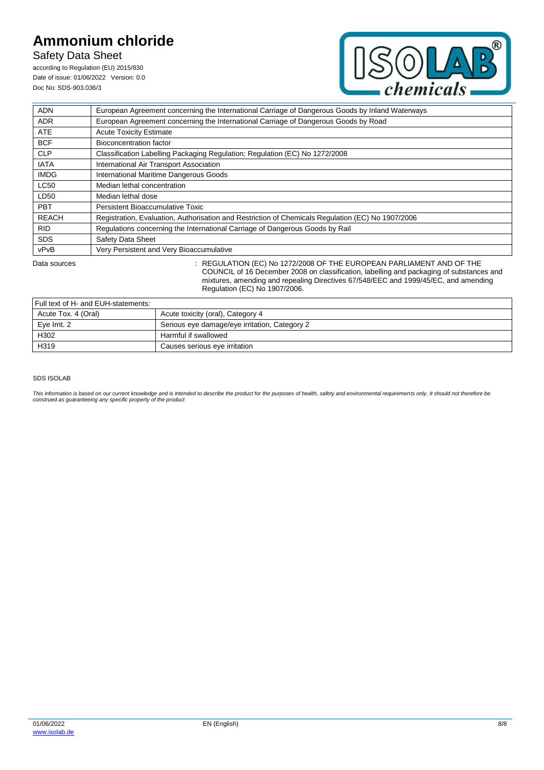| | |
|---|---|
| ADN | European Agreement concerning the International Carriage of Dangerous Goods by Inland Waterways |
| ADR | European Agreement concerning the International Carriage of Dangerous Goods by Road |
| ATE | Acute Toxicity Estimate |
| BCF | Bioconcentration factor |
| CLP | Classification Labelling Packaging Regulation; Regulation (EC) No 1272/2008 |
| IATA | International Air Transport Association |
| IMDG | International Maritime Dangerous Goods |
| LC50 | Median lethal concentration |
| LD50 | Median lethal dose |
| PBT | Persistent Bioaccumulative Toxic |
| REACH | Registration, Evaluation, Authorisation and Restriction of Chemicals Regulation (EC) No 1907/2006 |
| RID | Regulations concerning the International Carriage of Dangerous Goods by Rail |
| SDS | Safety Data Sheet |
| vPvB | Very Persistent and Very Bioaccumulative |

Data sources : REGULATION (EC) No 1272/2008 OF THE EUROPEAN PARLIAMENT AND OF THE COUNCIL of 16 December 2008 on classification, labelling and packaging of substances and mixtures, amending and repealing Directives 67/548/EEC and 1999/45/EC, and amending Regulation (EC) No 1907/2006.

| Full text of H- and EUH-statements: | |
|---|---|
| Acute Tox. 4 (Oral) | Acute toxicity (oral), Category 4 |
| Eye Irrit. 2 | Serious eye damage/eye irritation, Category 2 |
| H302 | Harmful if swallowed |
| H319 | Causes serious eye irritation |

SDS ISOLAB

*This information is based on our current knowledge and is intended to describe the product for the purposes of health, safety and environmental requirements only. It should not therefore be construed as guaranteeing any specific property of the product*